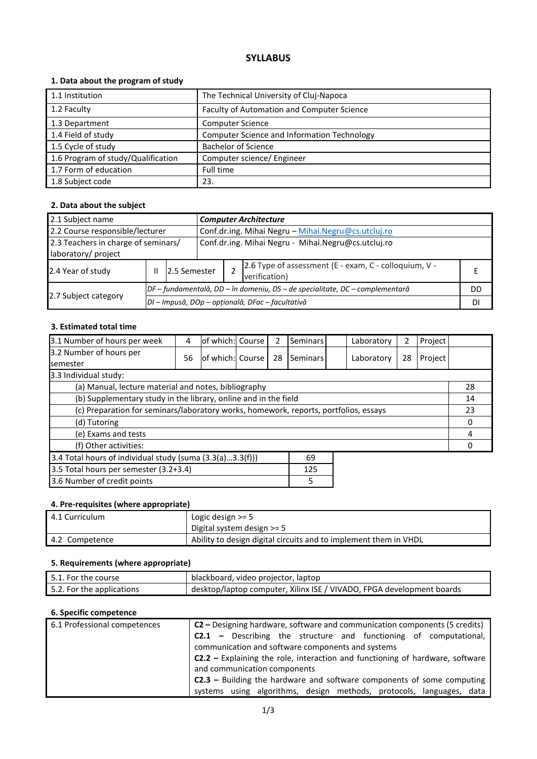# SYLLABUS

## 1. Data about the program of study

| | |
|---|---|
| 1.1 Institution | The Technical University of Cluj-Napoca |
| 1.2 Faculty | Faculty of Automation and Computer Science |
| 1.3 Department | Computer Science |
| 1.4 Field of study | Computer Science and Information Technology |
| 1.5 Cycle of study | Bachelor of Science |
| 1.6 Program of study/Qualification | Computer science/ Engineer |
| 1.7 Form of education | Full time |
| 1.8 Subject code | 23. |

## 2. Data about the subject

| | | | | | |
|---|---|---|---|---|---|
| 2.1 Subject name | ***Computer Architecture*** | | | | |
| 2.2 Course responsible/lecturer | Conf.dr.ing. Mihai Negru – Mihai.Negru@cs.utcluj.ro | | | | |
| 2.3 Teachers in charge of seminars/ laboratory/ project | Conf.dr.ing. Mihai Negru - Mihai.Negru@cs.utcluj.ro | | | | |
| 2.4 Year of study | II | 2.5 Semester | 2 | 2.6 Type of assessment (E - exam, C - colloquium, V - verification) | E |
| 2.7 Subject category | *DF – fundamentală, DD – în domeniu, DS – de specialitate, DC – complementară* | | | | DD |
| | *DI – Impusă, DOp – opțională, DFac – facultativă* | | | | DI |

## 3. Estimated total time

| | | | | | | | | | |
|---|---|---|---|---|---|---|---|---|---|
| 3.1 Number of hours per week | 4 | of which: | Course | 2 | Seminars | | Laboratory | 2 | Project |
| 3.2 Number of hours per semester | 56 | of which: | Course | 28 | Seminars | | Laboratory | 28 | Project |

| 3.3 Individual study: | |
|---|---|
| (a) Manual, lecture material and notes, bibliography | 28 |
| (b) Supplementary study in the library, online and in the field | 14 |
| (c) Preparation for seminars/laboratory works, homework, reports, portfolios, essays | 23 |
| (d) Tutoring | 0 |
| (e) Exams and tests | 4 |
| (f) Other activities: | 0 |

| | |
|---|---|
| 3.4 Total hours of individual study (suma (3.3(a)...3.3(f))) | 69 |
| 3.5 Total hours per semester (3.2+3.4) | 125 |
| 3.6 Number of credit points | 5 |

## 4. Pre-requisites (where appropriate)

| | |
|---|---|
| 4.1 Curriculum | Logic design >= 5<br>Digital system design >= 5 |
| 4.2 Competence | Ability to design digital circuits and to implement them in VHDL |

## 5. Requirements (where appropriate)

| | |
|---|---|
| 5.1. For the course | blackboard, video projector, laptop |
| 5.2. For the applications | desktop/laptop computer, Xilinx ISE / VIVADO, FPGA development boards |

## 6. Specific competence

| | |
|---|---|
| 6.1 Professional competences | **C2 –** Designing hardware, software and communication components (5 credits)<br>**C2.1 –** Describing the structure and functioning of computational, communication and software components and systems<br>**C2.2 –** Explaining the role, interaction and functioning of hardware, software and communication components<br>**C2.3 –** Building the hardware and software components of some computing systems using algorithms, design methods, protocols, languages, data |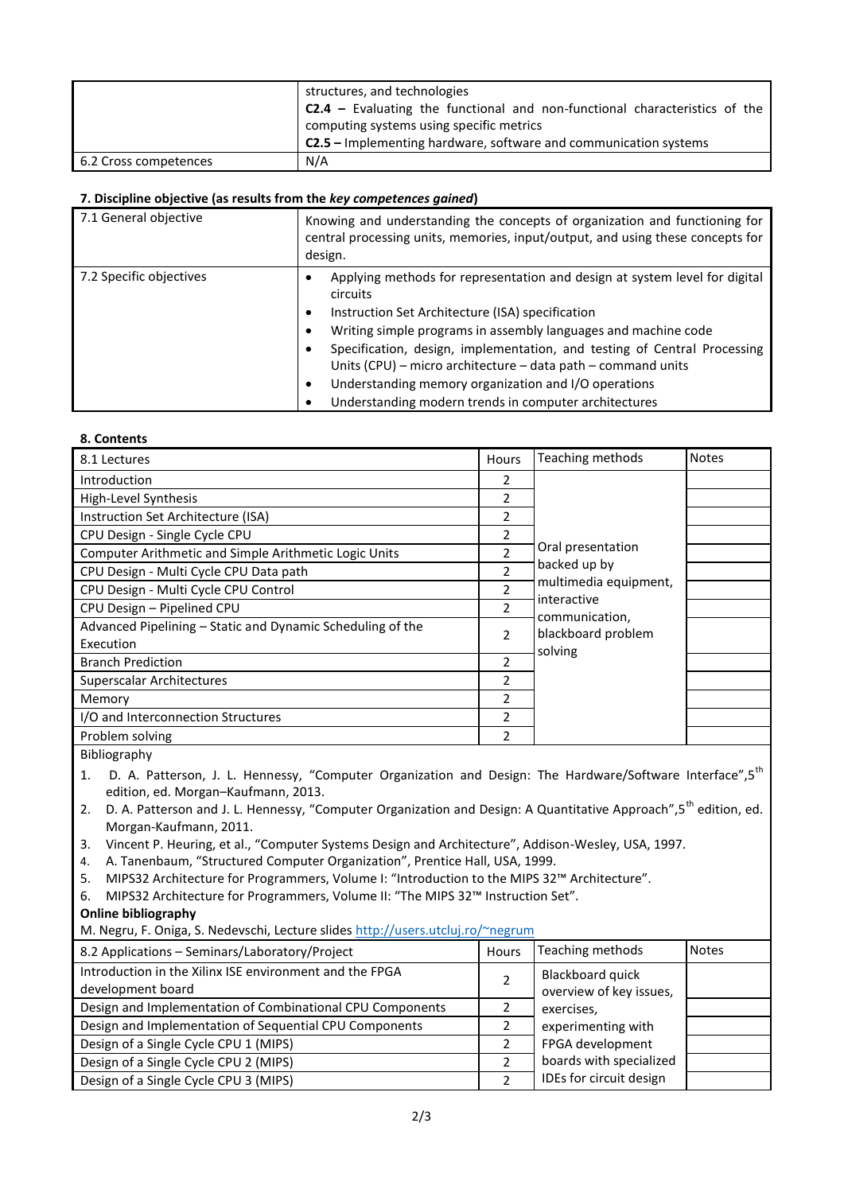|  |  |
|---|---|
|  | structures, and technologies<br>**C2.4 –** Evaluating the functional and non-functional characteristics of the computing systems using specific metrics<br>**C2.5 –** Implementing hardware, software and communication systems |
| 6.2 Cross competences | N/A |

**7. Discipline objective (as results from the *key competences gained*)**

|  |  |
|---|---|
| 7.1 General objective | Knowing and understanding the concepts of organization and functioning for central processing units, memories, input/output, and using these concepts for design. |
| 7.2 Specific objectives | • Applying methods for representation and design at system level for digital circuits<br>• Instruction Set Architecture (ISA) specification<br>• Writing simple programs in assembly languages and machine code<br>• Specification, design, implementation, and testing of Central Processing Units (CPU) – micro architecture – data path – command units<br>• Understanding memory organization and I/O operations<br>• Understanding modern trends in computer architectures |

**8. Contents**

| 8.1 Lectures | Hours | Teaching methods | Notes |
|---|---|---|---|
| Introduction | 2 | Oral presentation backed up by multimedia equipment, interactive communication, blackboard problem solving |  |
| High-Level Synthesis | 2 |  |  |
| Instruction Set Architecture (ISA) | 2 |  |  |
| CPU Design - Single Cycle CPU | 2 |  |  |
| Computer Arithmetic and Simple Arithmetic Logic Units | 2 |  |  |
| CPU Design - Multi Cycle CPU Data path | 2 |  |  |
| CPU Design - Multi Cycle CPU Control | 2 |  |  |
| CPU Design – Pipelined CPU | 2 |  |  |
| Advanced Pipelining – Static and Dynamic Scheduling of the Execution | 2 |  |  |
| Branch Prediction | 2 |  |  |
| Superscalar Architectures | 2 |  |  |
| Memory | 2 |  |  |
| I/O and Interconnection Structures | 2 |  |  |
| Problem solving | 2 |  |  |

Bibliography

1. D. A. Patterson, J. L. Hennessy, "Computer Organization and Design: The Hardware/Software Interface",5th edition, ed. Morgan–Kaufmann, 2013.
2. D. A. Patterson and J. L. Hennessy, "Computer Organization and Design: A Quantitative Approach",5th edition, ed. Morgan-Kaufmann, 2011.
3. Vincent P. Heuring, et al., "Computer Systems Design and Architecture", Addison-Wesley, USA, 1997.
4. A. Tanenbaum, "Structured Computer Organization", Prentice Hall, USA, 1999.
5. MIPS32 Architecture for Programmers, Volume I: "Introduction to the MIPS 32™ Architecture".
6. MIPS32 Architecture for Programmers, Volume II: "The MIPS 32™ Instruction Set".

**Online bibliography**

M. Negru, F. Oniga, S. Nedevschi, Lecture slides http://users.utcluj.ro/~negrum

| 8.2 Applications – Seminars/Laboratory/Project | Hours | Teaching methods | Notes |
|---|---|---|---|
| Introduction in the Xilinx ISE environment and the FPGA development board | 2 | Blackboard quick overview of key issues, exercises, experimenting with FPGA development boards with specialized IDEs for circuit design |  |
| Design and Implementation of Combinational CPU Components | 2 |  |  |
| Design and Implementation of Sequential CPU Components | 2 |  |  |
| Design of a Single Cycle CPU 1 (MIPS) | 2 |  |  |
| Design of a Single Cycle CPU 2 (MIPS) | 2 |  |  |
| Design of a Single Cycle CPU 3 (MIPS) | 2 |  |  |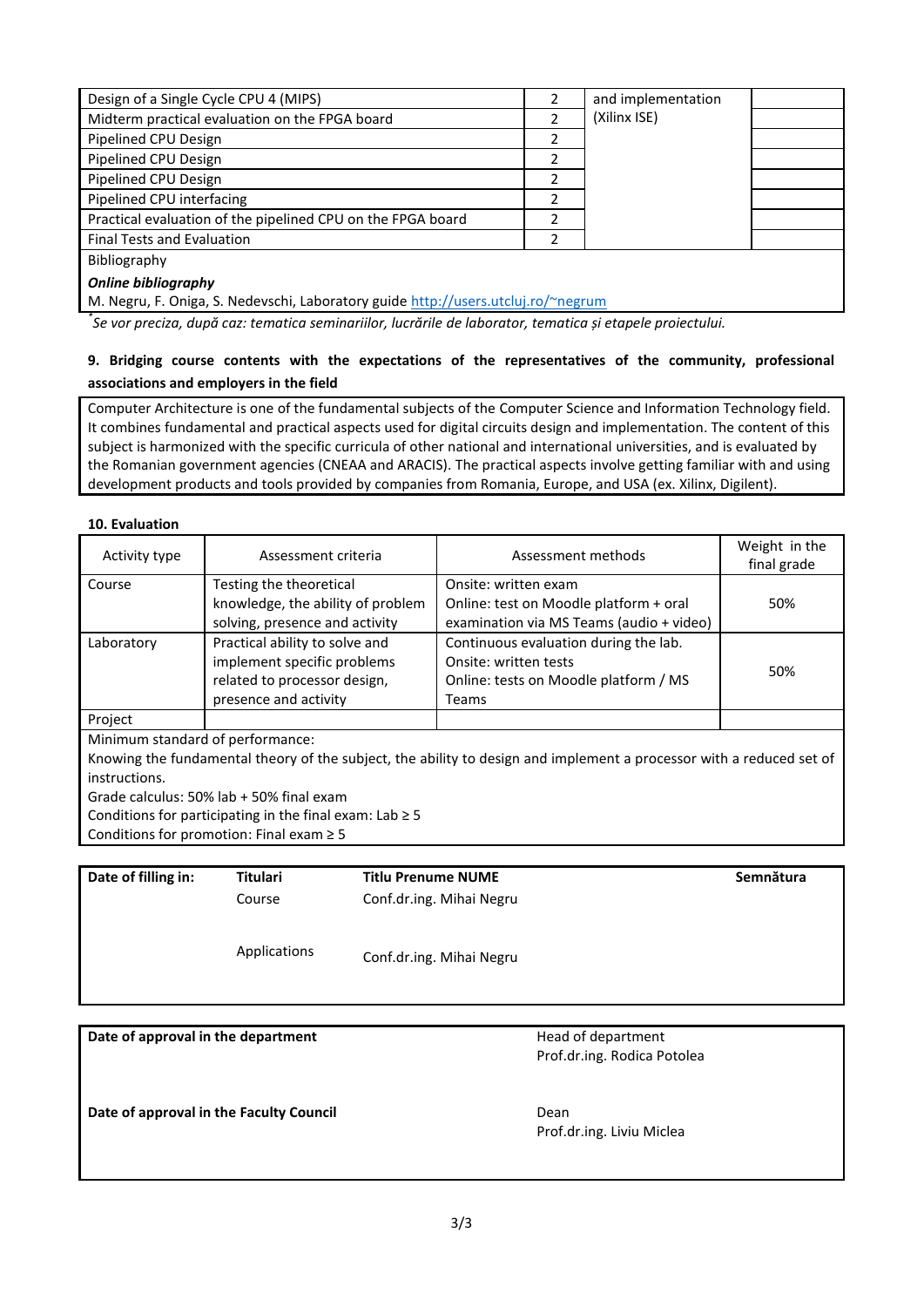| | | | |
|---|---|---|---|
| Design of a Single Cycle CPU 4 (MIPS) | 2 | and implementation (Xilinx ISE) | |
| Midterm practical evaluation on the FPGA board | 2 | | |
| Pipelined CPU Design | 2 | | |
| Pipelined CPU Design | 2 | | |
| Pipelined CPU Design | 2 | | |
| Pipelined CPU interfacing | 2 | | |
| Practical evaluation of the pipelined CPU on the FPGA board | 2 | | |
| Final Tests and Evaluation | 2 | | |

Bibliography

***Online bibliography***

M. Negru, F. Oniga, S. Nedevschi, Laboratory guide http://users.utcluj.ro/~negrum

*Se vor preciza, după caz: tematica seminariilor, lucrările de laborator, tematica și etapele proiectului.

**9. Bridging course contents with the expectations of the representatives of the community, professional associations and employers in the field**

Computer Architecture is one of the fundamental subjects of the Computer Science and Information Technology field. It combines fundamental and practical aspects used for digital circuits design and implementation. The content of this subject is harmonized with the specific curricula of other national and international universities, and is evaluated by the Romanian government agencies (CNEAA and ARACIS). The practical aspects involve getting familiar with and using development products and tools provided by companies from Romania, Europe, and USA (ex. Xilinx, Digilent).

**10. Evaluation**

| Activity type | Assessment criteria | Assessment methods | Weight in the final grade |
|---|---|---|---|
| Course | Testing the theoretical knowledge, the ability of problem solving, presence and activity | Onsite: written exam<br>Online: test on Moodle platform + oral examination via MS Teams (audio + video) | 50% |
| Laboratory | Practical ability to solve and implement specific problems related to processor design, presence and activity | Continuous evaluation during the lab.<br>Onsite: written tests<br>Online: tests on Moodle platform / MS Teams | 50% |
| Project | | | |

Minimum standard of performance:

Knowing the fundamental theory of the subject, the ability to design and implement a processor with a reduced set of instructions.

Grade calculus: 50% lab + 50% final exam

Conditions for participating in the final exam: Lab ≥ 5

Conditions for promotion: Final exam ≥ 5

| Date of filling in: | Titulari | Titlu Prenume NUME | Semnătura |
|---|---|---|---|
| | Course | Conf.dr.ing. Mihai Negru | |
| | Applications | Conf.dr.ing. Mihai Negru | |

| | |
|---|---|
| **Date of approval in the department** | Head of department<br>Prof.dr.ing. Rodica Potolea |
| **Date of approval in the Faculty Council** | Dean<br>Prof.dr.ing. Liviu Miclea |